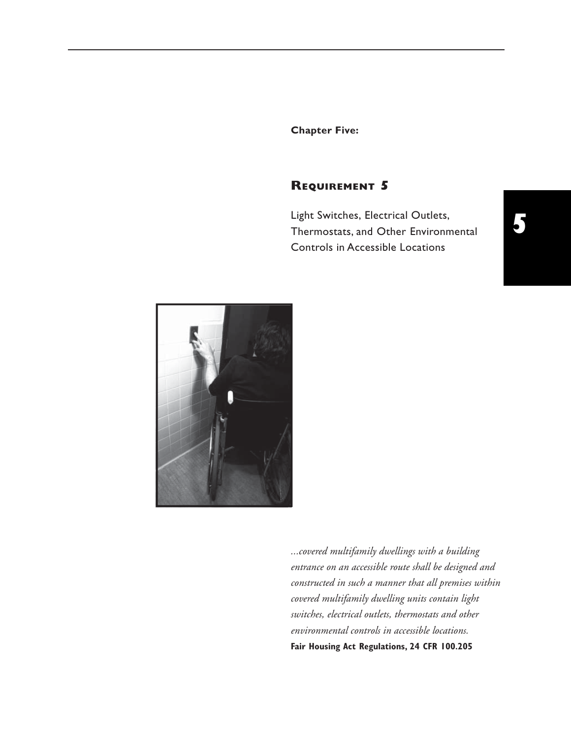**Chapter Five:**

# Requirement 5

## Light Switches, Electrical Outlets, Thermostats, and Other Environmental Controls in Accessible Locations

*...covered multifamily dwellings with a building entrance on an accessible route shall be designed and constructed in such a manner that all premises within covered multifamily dwelling units contain light switches, electrical outlets, thermostats and other environmental controls in accessible locations.*

**Fair Housing Act Regulations, 24 CFR 100.205**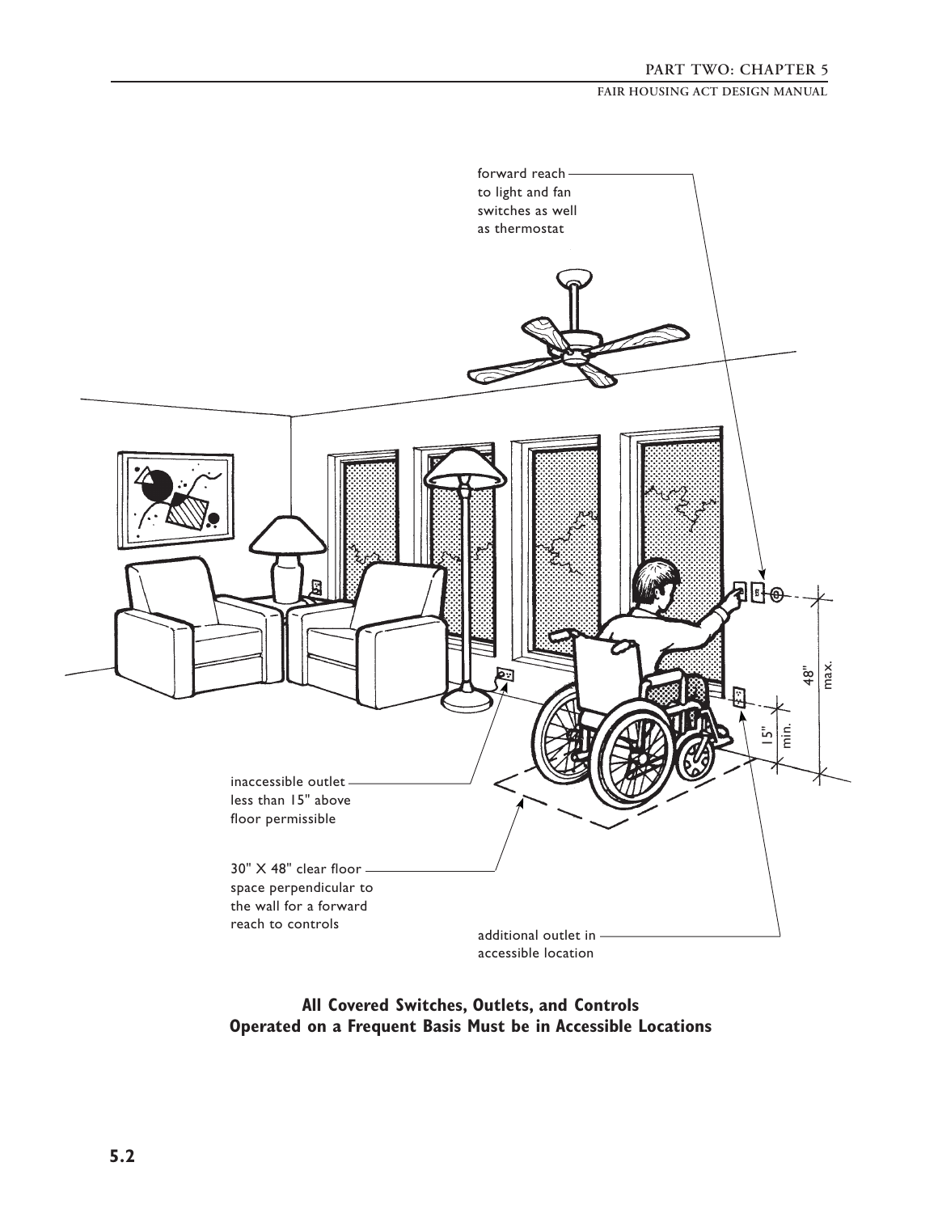forward reach to light and fan switches as well as thermostat

48" max.

15" min.

inaccessible outlet less than 15" above floor permissible

30" X 48" clear floor space perpendicular to the wall for a forward reach to controls

additional outlet in accessible location

**All Covered Switches, Outlets, and Controls Operated on a Frequent Basis Must be in Accessible Locations**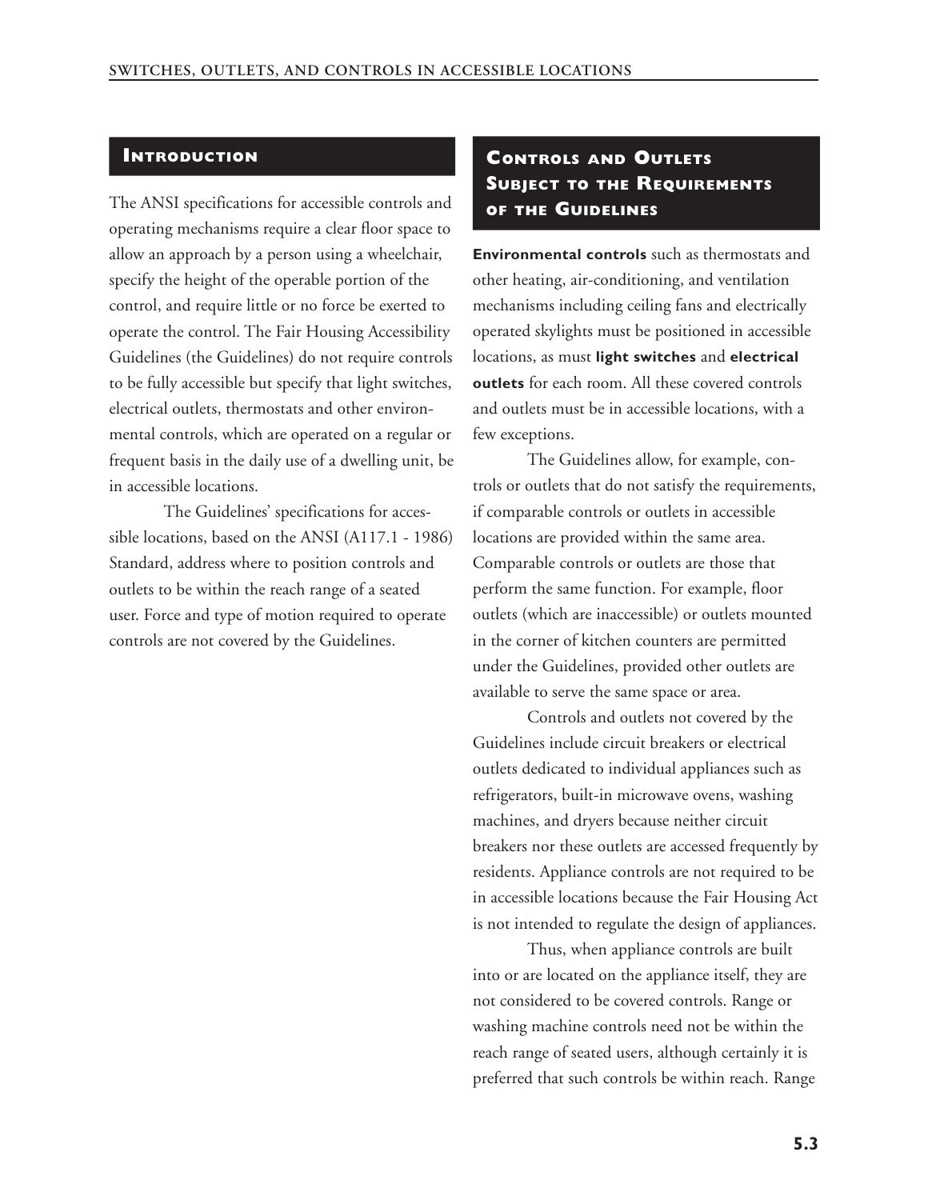## Introduction

The ANSI specifications for accessible controls and operating mechanisms require a clear floor space to allow an approach by a person using a wheelchair, specify the height of the operable portion of the control, and require little or no force be exerted to operate the control. The Fair Housing Accessibility Guidelines (the Guidelines) do not require controls to be fully accessible but specify that light switches, electrical outlets, thermostats and other environmental controls, which are operated on a regular or frequent basis in the daily use of a dwelling unit, be in accessible locations.

The Guidelines' specifications for accessible locations, based on the ANSI (A117.1 - 1986) Standard, address where to position controls and outlets to be within the reach range of a seated user. Force and type of motion required to operate controls are not covered by the Guidelines.

## Controls and Outlets Subject to the Requirements of the Guidelines

**Environmental controls** such as thermostats and other heating, air-conditioning, and ventilation mechanisms including ceiling fans and electrically operated skylights must be positioned in accessible locations, as must **light switches** and **electrical outlets** for each room. All these covered controls and outlets must be in accessible locations, with a few exceptions.

The Guidelines allow, for example, controls or outlets that do not satisfy the requirements, if comparable controls or outlets in accessible locations are provided within the same area. Comparable controls or outlets are those that perform the same function. For example, floor outlets (which are inaccessible) or outlets mounted in the corner of kitchen counters are permitted under the Guidelines, provided other outlets are available to serve the same space or area.

Controls and outlets not covered by the Guidelines include circuit breakers or electrical outlets dedicated to individual appliances such as refrigerators, built-in microwave ovens, washing machines, and dryers because neither circuit breakers nor these outlets are accessed frequently by residents. Appliance controls are not required to be in accessible locations because the Fair Housing Act is not intended to regulate the design of appliances.

Thus, when appliance controls are built into or are located on the appliance itself, they are not considered to be covered controls. Range or washing machine controls need not be within the reach range of seated users, although certainly it is preferred that such controls be within reach. Range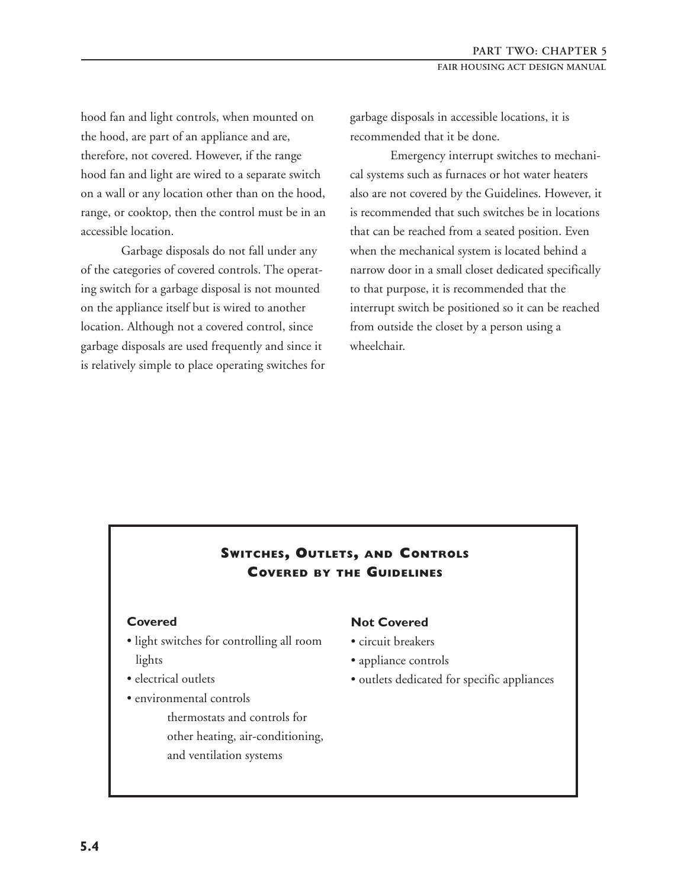hood fan and light controls, when mounted on the hood, are part of an appliance and are, therefore, not covered. However, if the range hood fan and light are wired to a separate switch on a wall or any location other than on the hood, range, or cooktop, then the control must be in an accessible location.

Garbage disposals do not fall under any of the categories of covered controls. The operating switch for a garbage disposal is not mounted on the appliance itself but is wired to another location. Although not a covered control, since garbage disposals are used frequently and since it is relatively simple to place operating switches for garbage disposals in accessible locations, it is recommended that it be done.

Emergency interrupt switches to mechanical systems such as furnaces or hot water heaters also are not covered by the Guidelines. However, it is recommended that such switches be in locations that can be reached from a seated position. Even when the mechanical system is located behind a narrow door in a small closet dedicated specifically to that purpose, it is recommended that the interrupt switch be positioned so it can be reached from outside the closet by a person using a wheelchair.

### Switches, Outlets, and Controls Covered by the Guidelines

**Covered**

- light switches for controlling all room lights
- electrical outlets
- environmental controls
  - thermostats and controls for other heating, air-conditioning, and ventilation systems

**Not Covered**

- circuit breakers
- appliance controls
- outlets dedicated for specific appliances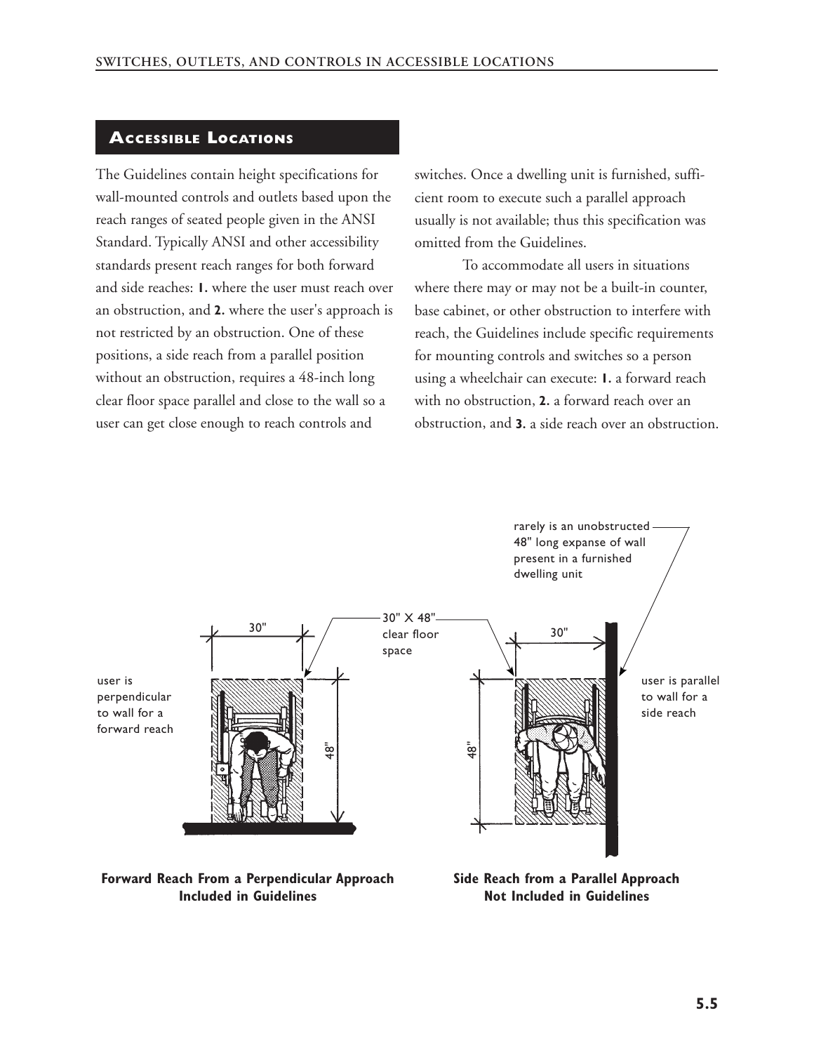## Accessible Locations

The Guidelines contain height specifications for wall-mounted controls and outlets based upon the reach ranges of seated people given in the ANSI Standard. Typically ANSI and other accessibility standards present reach ranges for both forward and side reaches: **1.** where the user must reach over an obstruction, and **2.** where the user's approach is not restricted by an obstruction. One of these positions, a side reach from a parallel position without an obstruction, requires a 48-inch long clear floor space parallel and close to the wall so a user can get close enough to reach controls and switches. Once a dwelling unit is furnished, sufficient room to execute such a parallel approach usually is not available; thus this specification was omitted from the Guidelines.

To accommodate all users in situations where there may or may not be a built-in counter, base cabinet, or other obstruction to interfere with reach, the Guidelines include specific requirements for mounting controls and switches so a person using a wheelchair can execute: **1.** a forward reach with no obstruction, **2.** a forward reach over an obstruction, and **3.** a side reach over an obstruction.

rarely is an unobstructed 48" long expanse of wall present in a furnished dwelling unit

30" X 48" clear floor space

user is perpendicular to wall for a forward reach

user is parallel to wall for a side reach

30"

48"

**Forward Reach From a Perpendicular Approach Included in Guidelines**

**Side Reach from a Parallel Approach Not Included in Guidelines**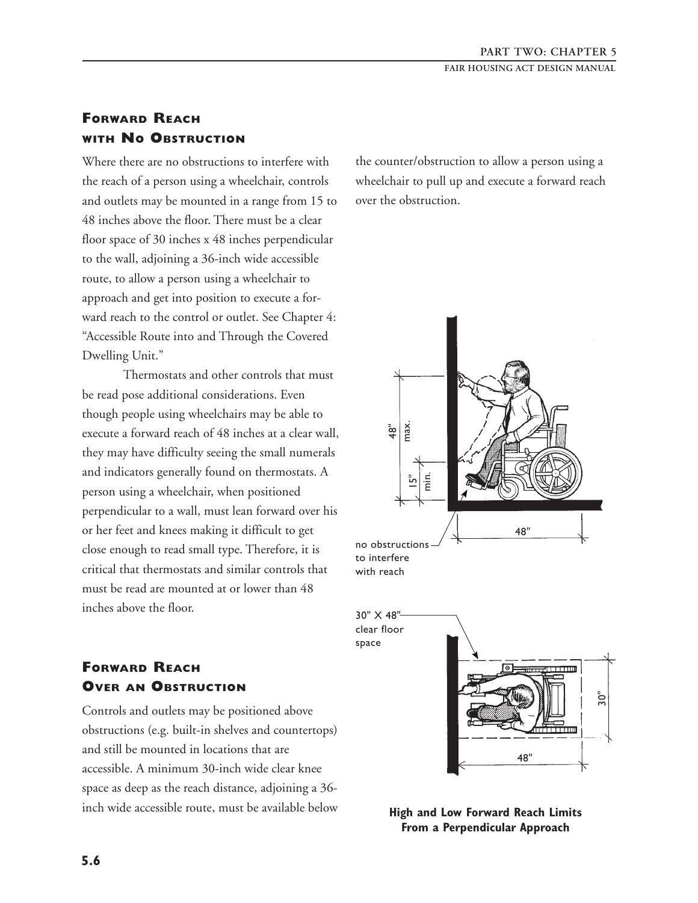## Forward Reach with No Obstruction

Where there are no obstructions to interfere with the reach of a person using a wheelchair, controls and outlets may be mounted in a range from 15 to 48 inches above the floor. There must be a clear floor space of 30 inches x 48 inches perpendicular to the wall, adjoining a 36-inch wide accessible route, to allow a person using a wheelchair to approach and get into position to execute a forward reach to the control or outlet. See Chapter 4: "Accessible Route into and Through the Covered Dwelling Unit."

Thermostats and other controls that must be read pose additional considerations. Even though people using wheelchairs may be able to execute a forward reach of 48 inches at a clear wall, they may have difficulty seeing the small numerals and indicators generally found on thermostats. A person using a wheelchair, when positioned perpendicular to a wall, must lean forward over his or her feet and knees making it difficult to get close enough to read small type. Therefore, it is critical that thermostats and similar controls that must be read are mounted at or lower than 48 inches above the floor.

## Forward Reach Over an Obstruction

Controls and outlets may be positioned above obstructions (e.g. built-in shelves and countertops) and still be mounted in locations that are accessible. A minimum 30-inch wide clear knee space as deep as the reach distance, adjoining a 36-inch wide accessible route, must be available below the counter/obstruction to allow a person using a wheelchair to pull up and execute a forward reach over the obstruction.

**High and Low Forward Reach Limits From a Perpendicular Approach**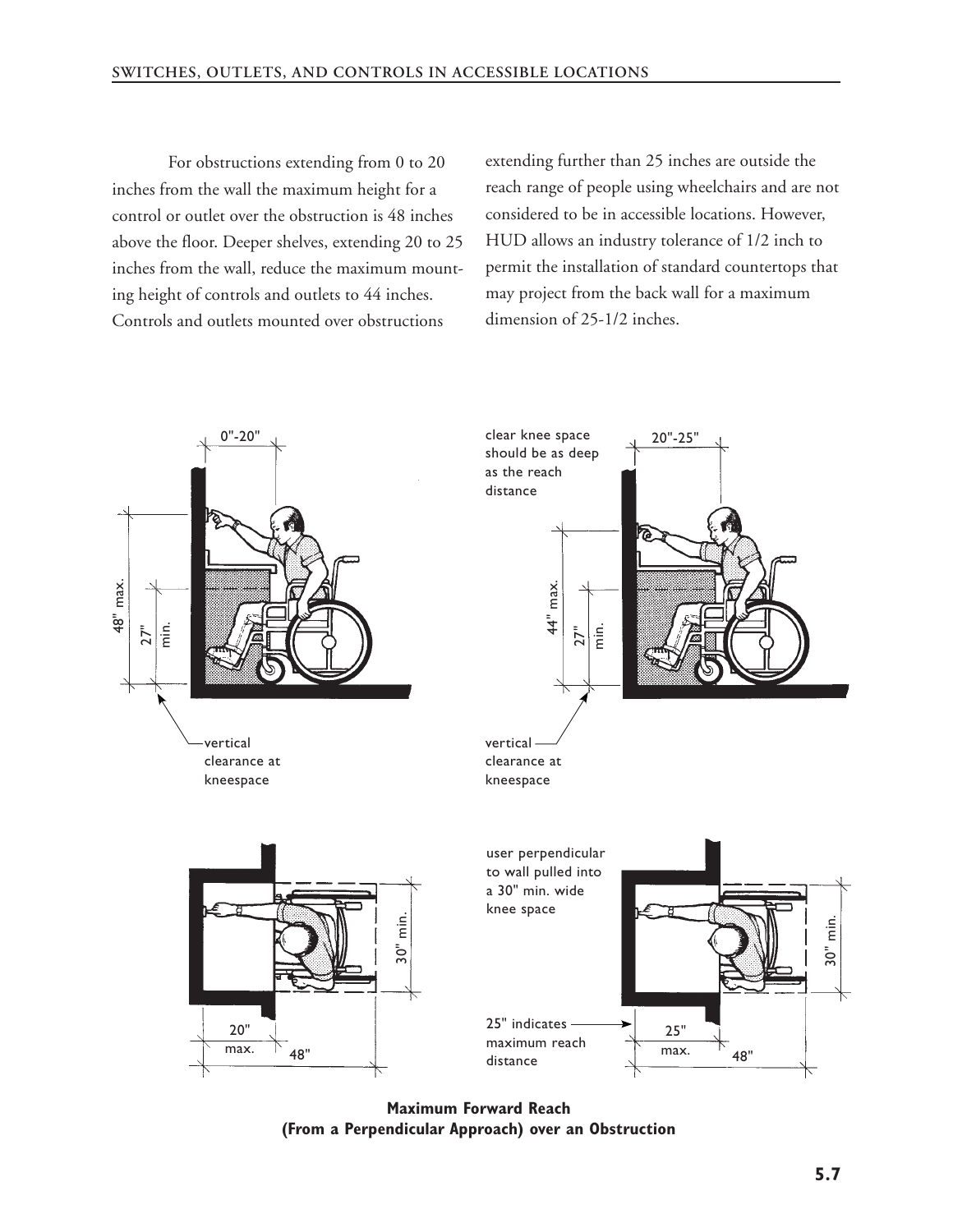For obstructions extending from 0 to 20 inches from the wall the maximum height for a control or outlet over the obstruction is 48 inches above the floor. Deeper shelves, extending 20 to 25 inches from the wall, reduce the maximum mounting height of controls and outlets to 44 inches. Controls and outlets mounted over obstructions extending further than 25 inches are outside the reach range of people using wheelchairs and are not considered to be in accessible locations. However, HUD allows an industry tolerance of 1/2 inch to permit the installation of standard countertops that may project from the back wall for a maximum dimension of 25-1/2 inches.

**Maximum Forward Reach**
**(From a Perpendicular Approach) over an Obstruction**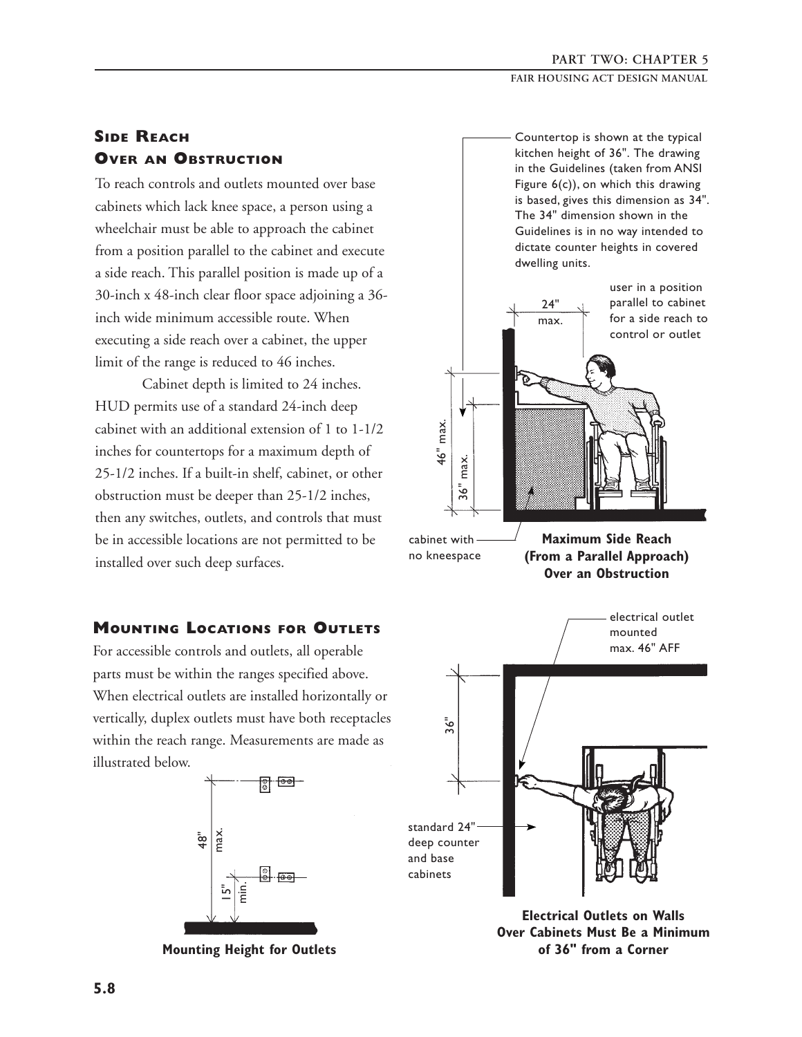## Side Reach Over an Obstruction

To reach controls and outlets mounted over base cabinets which lack knee space, a person using a wheelchair must be able to approach the cabinet from a position parallel to the cabinet and execute a side reach. This parallel position is made up of a 30-inch x 48-inch clear floor space adjoining a 36-inch wide minimum accessible route. When executing a side reach over a cabinet, the upper limit of the range is reduced to 46 inches.

Cabinet depth is limited to 24 inches. HUD permits use of a standard 24-inch deep cabinet with an additional extension of 1 to 1-1/2 inches for countertops for a maximum depth of 25-1/2 inches. If a built-in shelf, cabinet, or other obstruction must be deeper than 25-1/2 inches, then any switches, outlets, and controls that must be in accessible locations are not permitted to be installed over such deep surfaces.

Countertop is shown at the typical kitchen height of 36". The drawing in the Guidelines (taken from ANSI Figure 6(c)), on which this drawing is based, gives this dimension as 34". The 34" dimension shown in the Guidelines is in no way intended to dictate counter heights in covered dwelling units.

user in a position parallel to cabinet for a side reach to control or outlet

24" max.

46" max.

36" max.

cabinet with no kneespace

**Maximum Side Reach (From a Parallel Approach) Over an Obstruction**

## Mounting Locations for Outlets

For accessible controls and outlets, all operable parts must be within the ranges specified above. When electrical outlets are installed horizontally or vertically, duplex outlets must have both receptacles within the reach range. Measurements are made as illustrated below.

48" max.

15" min.

**Mounting Height for Outlets**

electrical outlet mounted max. 46" AFF

36"

standard 24" deep counter and base cabinets

**Electrical Outlets on Walls Over Cabinets Must Be a Minimum of 36" from a Corner**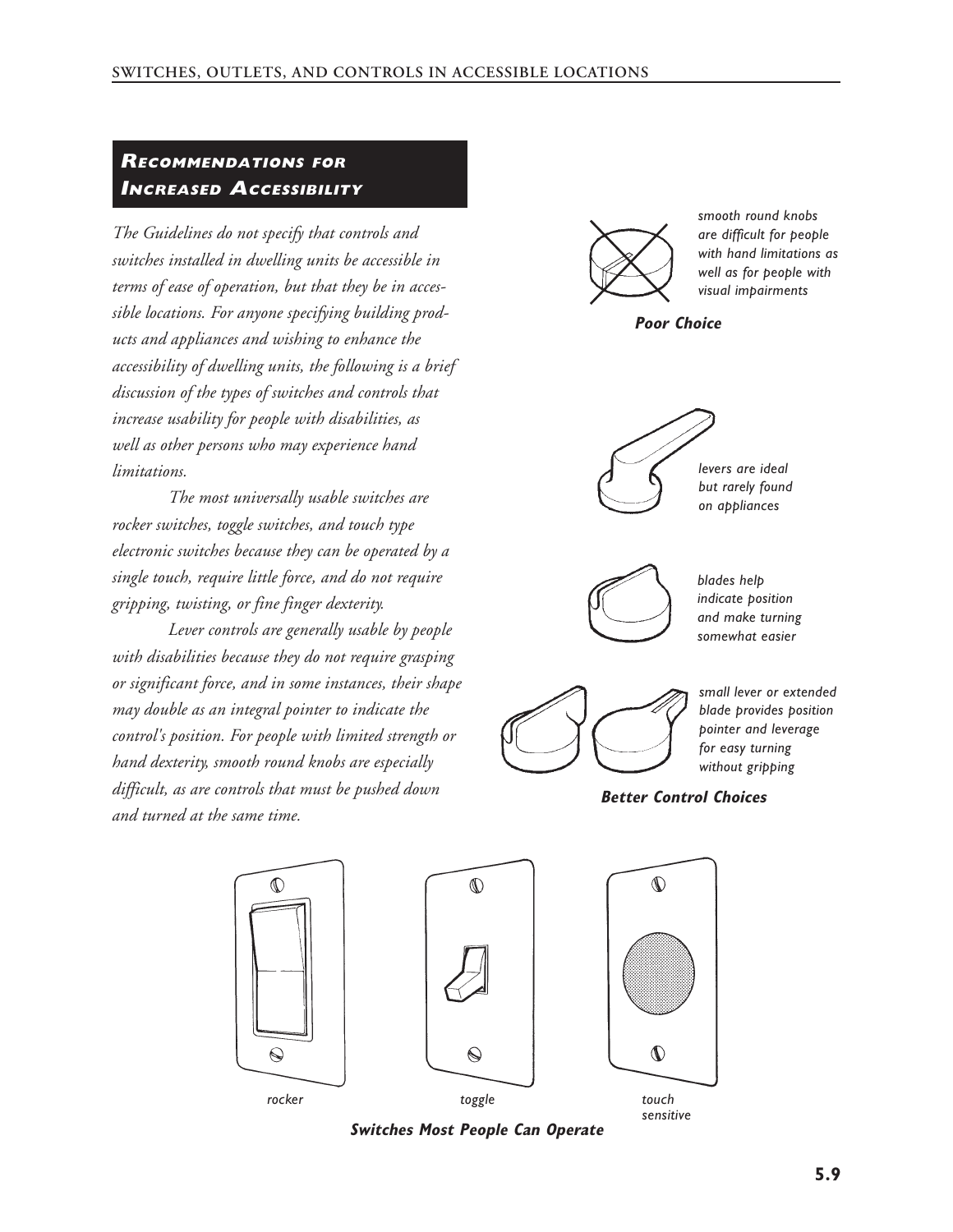## Recommendations for Increased Accessibility

*The Guidelines do not specify that controls and switches installed in dwelling units be accessible in terms of ease of operation, but that they be in accessible locations. For anyone specifying building products and appliances and wishing to enhance the accessibility of dwelling units, the following is a brief discussion of the types of switches and controls that increase usability for people with disabilities, as well as other persons who may experience hand limitations.*

*The most universally usable switches are rocker switches, toggle switches, and touch type electronic switches because they can be operated by a single touch, require little force, and do not require gripping, twisting, or fine finger dexterity.*

*Lever controls are generally usable by people with disabilities because they do not require grasping or significant force, and in some instances, their shape may double as an integral pointer to indicate the control's position. For people with limited strength or hand dexterity, smooth round knobs are especially difficult, as are controls that must be pushed down and turned at the same time.*

*smooth round knobs are difficult for people with hand limitations as well as for people with visual impairments*

***Poor Choice***

*levers are ideal but rarely found on appliances*

*blades help indicate position and make turning somewhat easier*

*small lever or extended blade provides position pointer and leverage for easy turning without gripping*

***Better Control Choices***

*rocker*

*toggle*

*touch sensitive*

***Switches Most People Can Operate***